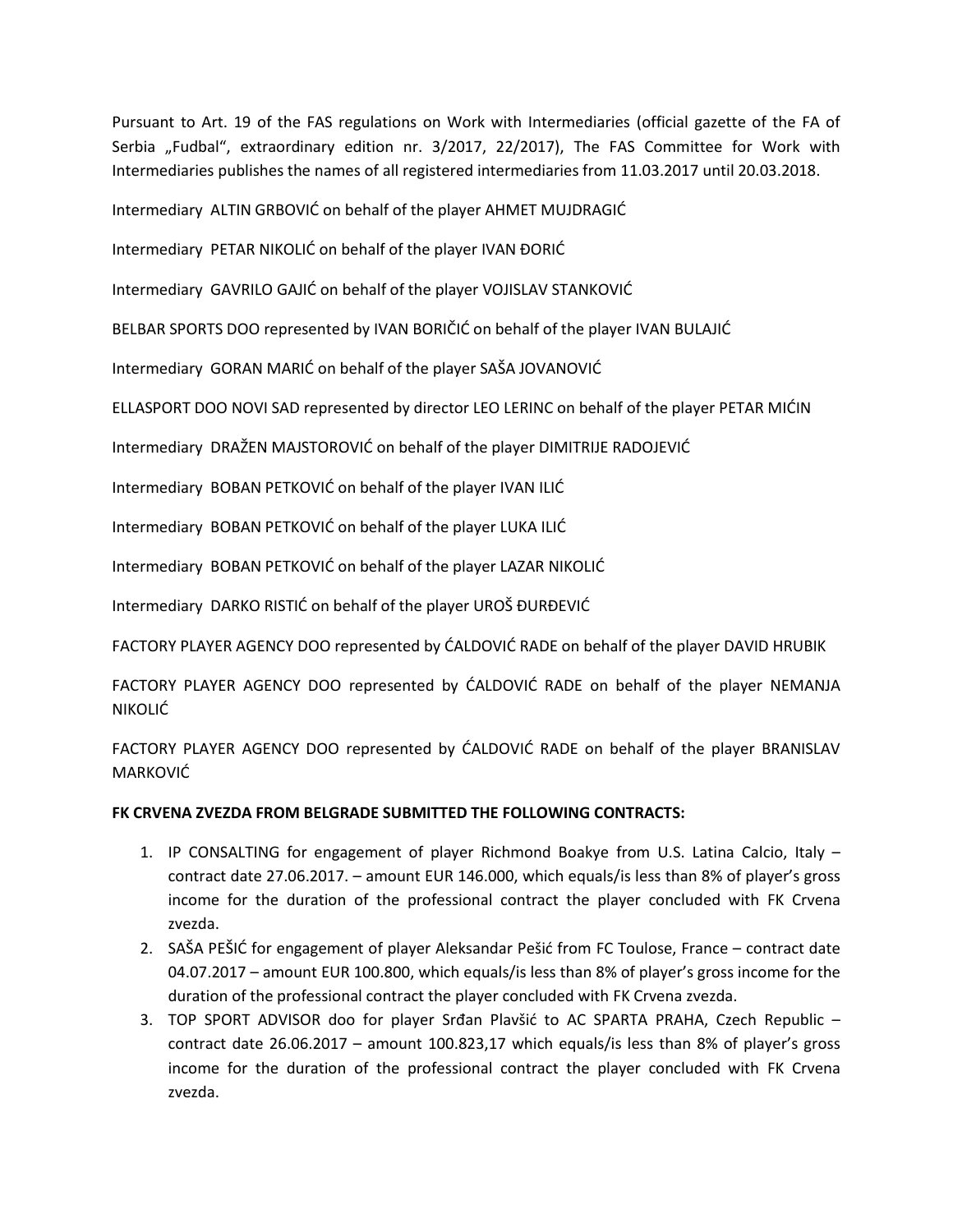Pursuant to Art. 19 of the FAS regulations on Work with Intermediaries (official gazette of the FA of Serbia „Fudbal", extraordinary edition nr. 3/2017, 22/2017), The FAS Committee for Work with Intermediaries publishes the names of all registered intermediaries from 11.03.2017 until 20.03.2018.

Intermediary ALTIN GRBOVIĆ on behalf of the player AHMET MUJDRAGIĆ

Intermediary PETAR NIKOLIĆ on behalf of the player IVAN ĐORIĆ

Intermediary GAVRILO GAJIĆ on behalf of the player VOJISLAV STANKOVIĆ

BELBAR SPORTS DOO represented by IVAN BORIČIĆ on behalf of the player IVAN BULAJIĆ

Intermediary GORAN MARIĆ on behalf of the player SAŠA JOVANOVIĆ

ELLASPORT DOO NOVI SAD represented by director LEO LERINC on behalf of the player PETAR MIĆIN

Intermediary DRAŽEN MAJSTOROVIĆ on behalf of the player DIMITRIJE RADOJEVIĆ

Intermediary BOBAN PETKOVIĆ on behalf of the player IVAN ILIĆ

Intermediary BOBAN PETKOVIĆ on behalf of the player LUKA ILIĆ

Intermediary BOBAN PETKOVIĆ on behalf of the player LAZAR NIKOLIĆ

Intermediary DARKO RISTIĆ on behalf of the player UROŠ ĐURĐEVIĆ

FACTORY PLAYER AGENCY DOO represented by ĆALDOVIĆ RADE on behalf of the player DAVID HRUBIK

FACTORY PLAYER AGENCY DOO represented by ĆALDOVIĆ RADE on behalf of the player NEMANJA NIKOLIĆ

FACTORY PLAYER AGENCY DOO represented by ĆALDOVIĆ RADE on behalf of the player BRANISLAV MARKOVIĆ

**FK CRVENA ZVEZDA FROM BELGRADE SUBMITTED THE FOLLOWING CONTRACTS:**

1. IP CONSALTING for engagement of player Richmond Boakye from U.S. Latina Calcio, Italy – contract date 27.06.2017. – amount EUR 146.000, which equals/is less than 8% of player's gross income for the duration of the professional contract the player concluded with FK Crvena zvezda.
2. SAŠA PEŠIĆ for engagement of player Aleksandar Pešić from FC Toulose, France – contract date 04.07.2017 – amount EUR 100.800, which equals/is less than 8% of player's gross income for the duration of the professional contract the player concluded with FK Crvena zvezda.
3. TOP SPORT ADVISOR doo for player Srđan Plavšić to AC SPARTA PRAHA, Czech Republic – contract date 26.06.2017 – amount 100.823,17 which equals/is less than 8% of player's gross income for the duration of the professional contract the player concluded with FK Crvena zvezda.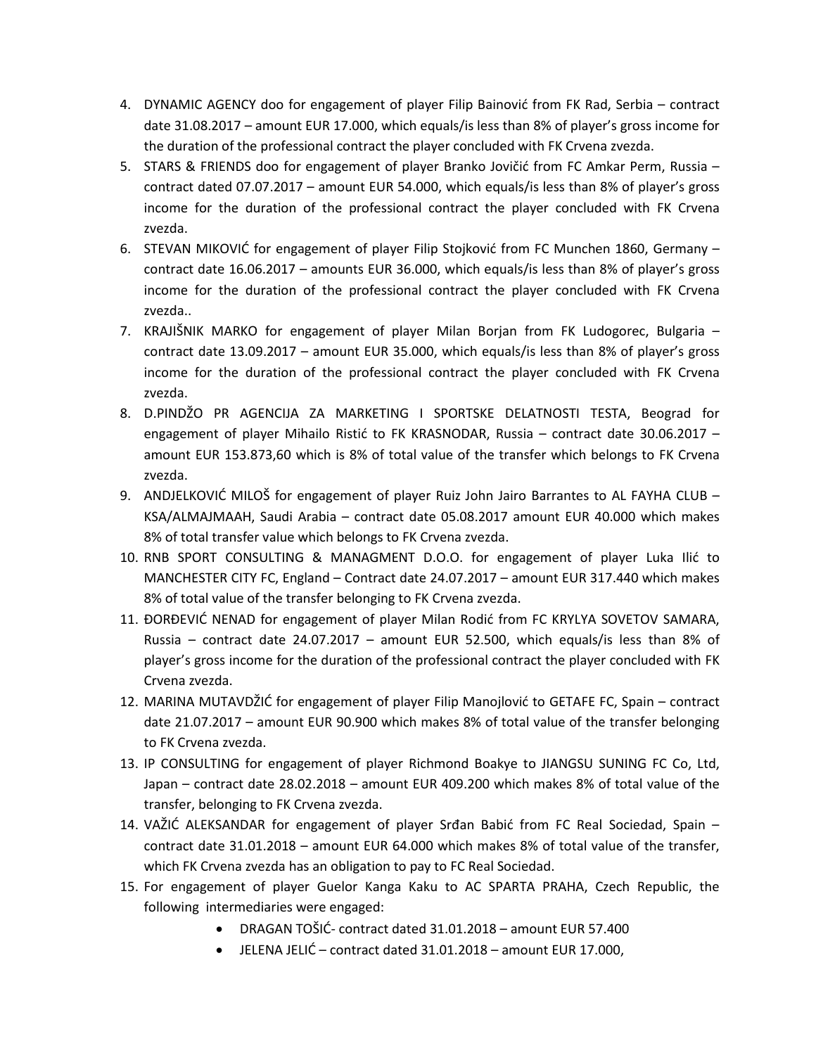4. DYNAMIC AGENCY doo for engagement of player Filip Bainović from FK Rad, Serbia – contract date 31.08.2017 – amount EUR 17.000, which equals/is less than 8% of player's gross income for the duration of the professional contract the player concluded with FK Crvena zvezda.
5. STARS & FRIENDS doo for engagement of player Branko Jovičić from FC Amkar Perm, Russia – contract dated 07.07.2017 – amount EUR 54.000, which equals/is less than 8% of player's gross income for the duration of the professional contract the player concluded with FK Crvena zvezda.
6. STEVAN MIKOVIĆ for engagement of player Filip Stojković from FC Munchen 1860, Germany – contract date 16.06.2017 – amounts EUR 36.000, which equals/is less than 8% of player's gross income for the duration of the professional contract the player concluded with FK Crvena zvezda..
7. KRAJIŠNIK MARKO for engagement of player Milan Borjan from FK Ludogorec, Bulgaria – contract date 13.09.2017 – amount EUR 35.000, which equals/is less than 8% of player's gross income for the duration of the professional contract the player concluded with FK Crvena zvezda.
8. D.PINDŽO PR AGENCIJA ZA MARKETING I SPORTSKE DELATNOSTI TESTA, Beograd for engagement of player Mihailo Ristić to FK KRASNODAR, Russia – contract date 30.06.2017 – amount EUR 153.873,60 which is 8% of total value of the transfer which belongs to FK Crvena zvezda.
9. ANDJELKOVIĆ MILOŠ for engagement of player Ruiz John Jairo Barrantes to AL FAYHA CLUB – KSA/ALMAJMAAH, Saudi Arabia – contract date 05.08.2017 amount EUR 40.000 which makes 8% of total transfer value which belongs to FK Crvena zvezda.
10. RNB SPORT CONSULTING & MANAGMENT D.O.O. for engagement of player Luka Ilić to MANCHESTER CITY FC, England – Contract date 24.07.2017 – amount EUR 317.440 which makes 8% of total value of the transfer belonging to FK Crvena zvezda.
11. ĐORĐEVIĆ NENAD for engagement of player Milan Rodić from FC KRYLYA SOVETOV SAMARA, Russia – contract date 24.07.2017 – amount EUR 52.500, which equals/is less than 8% of player's gross income for the duration of the professional contract the player concluded with FK Crvena zvezda.
12. MARINA MUTAVDŽIĆ for engagement of player Filip Manojlović to GETAFE FC, Spain – contract date 21.07.2017 – amount EUR 90.900 which makes 8% of total value of the transfer belonging to FK Crvena zvezda.
13. IP CONSULTING for engagement of player Richmond Boakye to JIANGSU SUNING FC Co, Ltd, Japan – contract date 28.02.2018 – amount EUR 409.200 which makes 8% of total value of the transfer, belonging to FK Crvena zvezda.
14. VAŽIĆ ALEKSANDAR for engagement of player Srđan Babić from FC Real Sociedad, Spain – contract date 31.01.2018 – amount EUR 64.000 which makes 8% of total value of the transfer, which FK Crvena zvezda has an obligation to pay to FC Real Sociedad.
15. For engagement of player Guelor Kanga Kaku to AC SPARTA PRAHA, Czech Republic, the following intermediaries were engaged:
    - DRAGAN TOŠIĆ- contract dated 31.01.2018 – amount EUR 57.400
    - JELENA JELIĆ – contract dated 31.01.2018 – amount EUR 17.000,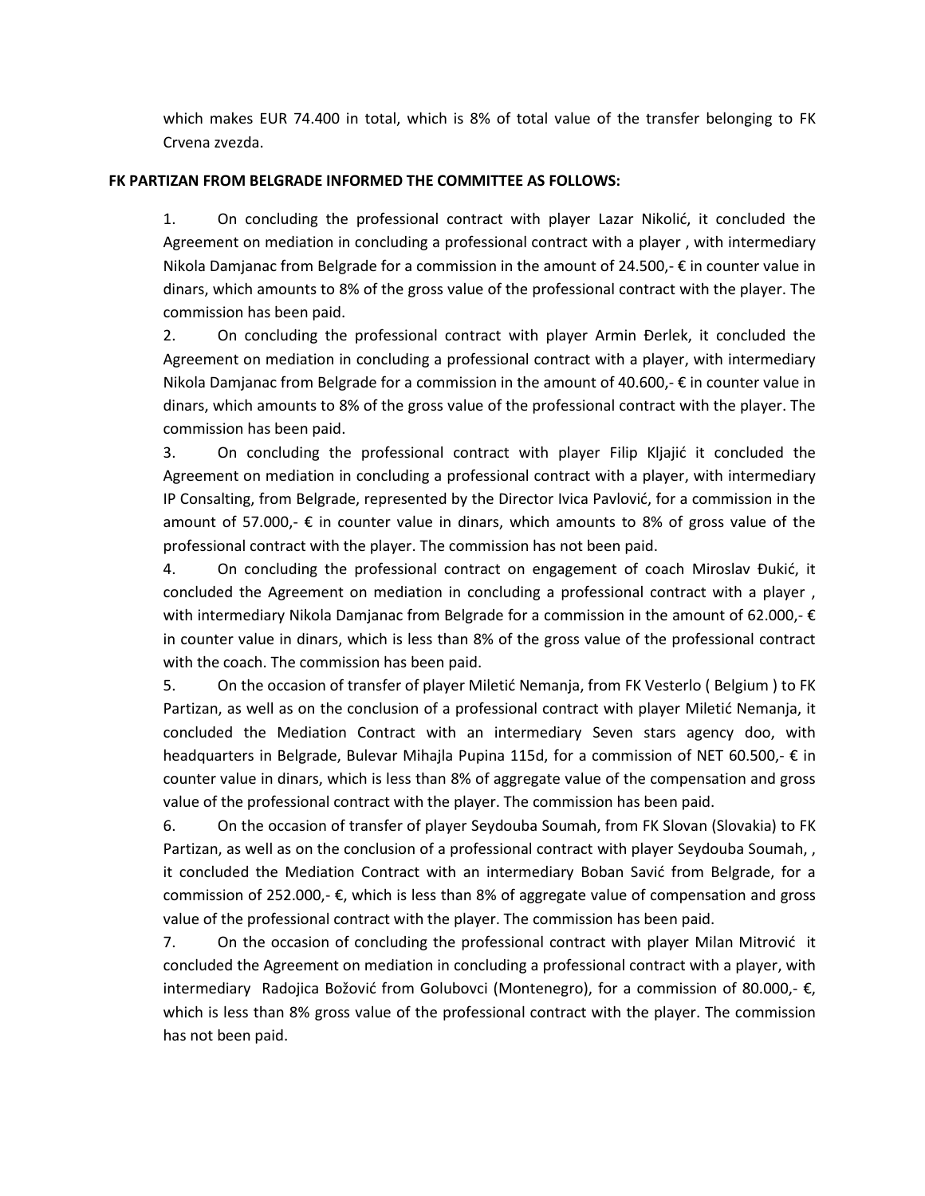which makes EUR 74.400 in total, which is 8% of total value of the transfer belonging to FK Crvena zvezda.

**FK PARTIZAN FROM BELGRADE INFORMED THE COMMITTEE AS FOLLOWS:**

1. On concluding the professional contract with player Lazar Nikolić, it concluded the Agreement on mediation in concluding a professional contract with a player , with intermediary Nikola Damjanac from Belgrade for a commission in the amount of 24.500,- € in counter value in dinars, which amounts to 8% of the gross value of the professional contract with the player. The commission has been paid.
2. On concluding the professional contract with player Armin Đerlek, it concluded the Agreement on mediation in concluding a professional contract with a player, with intermediary Nikola Damjanac from Belgrade for a commission in the amount of 40.600,- € in counter value in dinars, which amounts to 8% of the gross value of the professional contract with the player. The commission has been paid.
3. On concluding the professional contract with player Filip Kljajić it concluded the Agreement on mediation in concluding a professional contract with a player, with intermediary IP Consalting, from Belgrade, represented by the Director Ivica Pavlović, for a commission in the amount of 57.000,- € in counter value in dinars, which amounts to 8% of gross value of the professional contract with the player. The commission has not been paid.
4. On concluding the professional contract on engagement of coach Miroslav Đukić, it concluded the Agreement on mediation in concluding a professional contract with a player , with intermediary Nikola Damjanac from Belgrade for a commission in the amount of 62.000,- € in counter value in dinars, which is less than 8% of the gross value of the professional contract with the coach. The commission has been paid.
5. On the occasion of transfer of player Miletić Nemanja, from FK Vesterlo ( Belgium ) to FK Partizan, as well as on the conclusion of a professional contract with player Miletić Nemanja, it concluded the Mediation Contract with an intermediary Seven stars agency doo, with headquarters in Belgrade, Bulevar Mihajla Pupina 115d, for a commission of NET 60.500,- € in counter value in dinars, which is less than 8% of aggregate value of the compensation and gross value of the professional contract with the player. The commission has been paid.
6. On the occasion of transfer of player Seydouba Soumah, from FK Slovan (Slovakia) to FK Partizan, as well as on the conclusion of a professional contract with player Seydouba Soumah, , it concluded the Mediation Contract with an intermediary Boban Savić from Belgrade, for a commission of 252.000,- €, which is less than 8% of aggregate value of compensation and gross value of the professional contract with the player. The commission has been paid.
7. On the occasion of concluding the professional contract with player Milan Mitrović it concluded the Agreement on mediation in concluding a professional contract with a player, with intermediary Radojica Božović from Golubovci (Montenegro), for a commission of 80.000,- €, which is less than 8% gross value of the professional contract with the player. The commission has not been paid.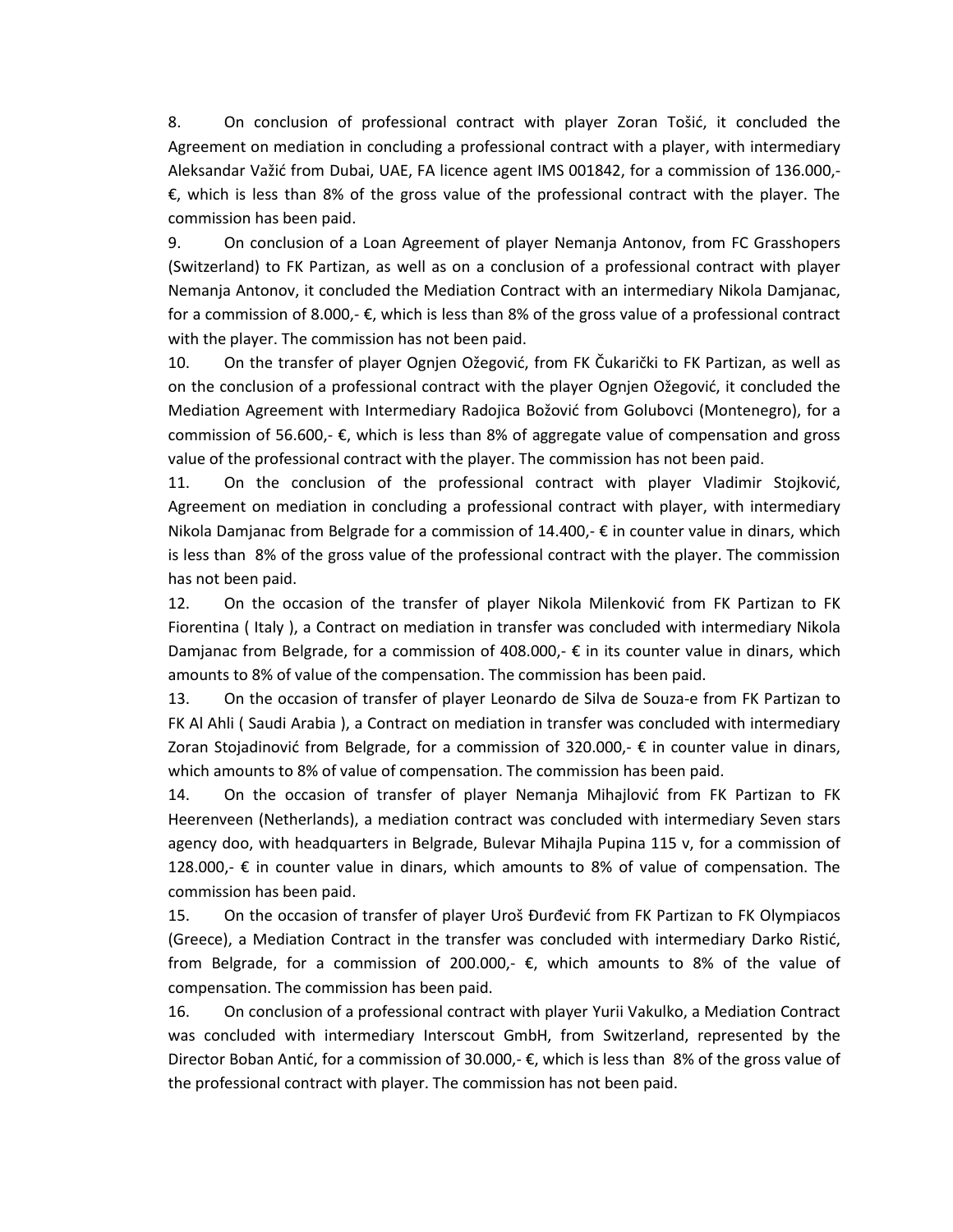8. On conclusion of professional contract with player Zoran Tošić, it concluded the Agreement on mediation in concluding a professional contract with a player, with intermediary Aleksandar Važić from Dubai, UAE, FA licence agent IMS 001842, for a commission of 136.000,- €, which is less than 8% of the gross value of the professional contract with the player. The commission has been paid.

9. On conclusion of a Loan Agreement of player Nemanja Antonov, from FC Grasshopers (Switzerland) to FK Partizan, as well as on a conclusion of a professional contract with player Nemanja Antonov, it concluded the Mediation Contract with an intermediary Nikola Damjanac, for a commission of 8.000,- €, which is less than 8% of the gross value of a professional contract with the player. The commission has not been paid.

10. On the transfer of player Ognjen Ožegović, from FK Čukarički to FK Partizan, as well as on the conclusion of a professional contract with the player Ognjen Ožegović, it concluded the Mediation Agreement with Intermediary Radojica Božović from Golubovci (Montenegro), for a commission of 56.600,- €, which is less than 8% of aggregate value of compensation and gross value of the professional contract with the player. The commission has not been paid.

11. On the conclusion of the professional contract with player Vladimir Stojković, Agreement on mediation in concluding a professional contract with player, with intermediary Nikola Damjanac from Belgrade for a commission of 14.400,- € in counter value in dinars, which is less than 8% of the gross value of the professional contract with the player. The commission has not been paid.

12. On the occasion of the transfer of player Nikola Milenković from FK Partizan to FK Fiorentina ( Italy ), a Contract on mediation in transfer was concluded with intermediary Nikola Damjanac from Belgrade, for a commission of 408.000,- € in its counter value in dinars, which amounts to 8% of value of the compensation. The commission has been paid.

13. On the occasion of transfer of player Leonardo de Silva de Souza-e from FK Partizan to FK Al Ahli ( Saudi Arabia ), a Contract on mediation in transfer was concluded with intermediary Zoran Stojadinović from Belgrade, for a commission of 320.000,- € in counter value in dinars, which amounts to 8% of value of compensation. The commission has been paid.

14. On the occasion of transfer of player Nemanja Mihajlović from FK Partizan to FK Heerenveen (Netherlands), a mediation contract was concluded with intermediary Seven stars agency doo, with headquarters in Belgrade, Bulevar Mihajla Pupina 115 v, for a commission of 128.000,- € in counter value in dinars, which amounts to 8% of value of compensation. The commission has been paid.

15. On the occasion of transfer of player Uroš Đurđević from FK Partizan to FK Olympiacos (Greece), a Mediation Contract in the transfer was concluded with intermediary Darko Ristić, from Belgrade, for a commission of 200.000,- €, which amounts to 8% of the value of compensation. The commission has been paid.

16. On conclusion of a professional contract with player Yurii Vakulko, a Mediation Contract was concluded with intermediary Interscout GmbH, from Switzerland, represented by the Director Boban Antić, for a commission of 30.000,- €, which is less than 8% of the gross value of the professional contract with player. The commission has not been paid.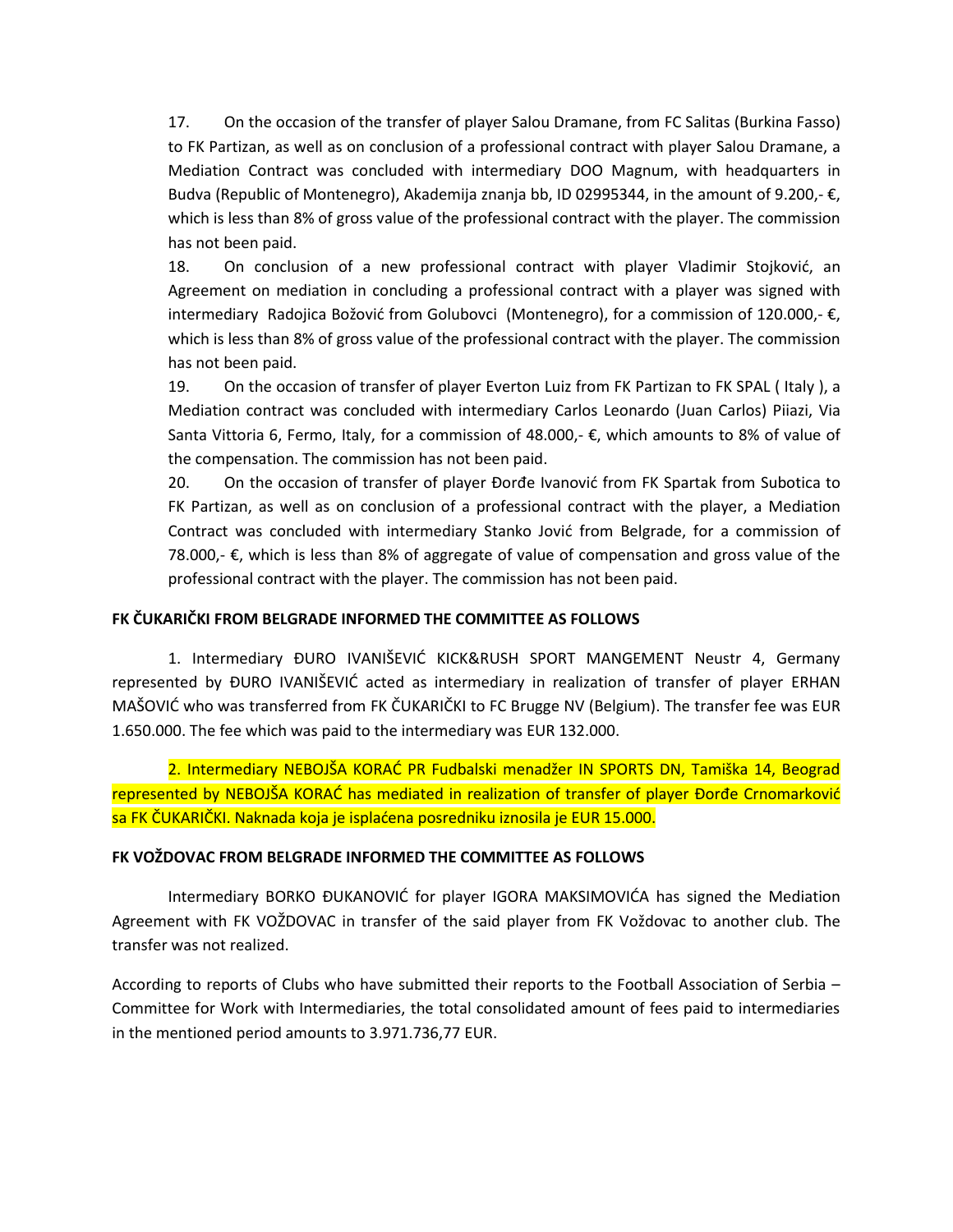17. On the occasion of the transfer of player Salou Dramane, from FC Salitas (Burkina Fasso) to FK Partizan, as well as on conclusion of a professional contract with player Salou Dramane, a Mediation Contract was concluded with intermediary DOO Magnum, with headquarters in Budva (Republic of Montenegro), Akademija znanja bb, ID 02995344, in the amount of 9.200,- €, which is less than 8% of gross value of the professional contract with the player. The commission has not been paid.

18. On conclusion of a new professional contract with player Vladimir Stojković, an Agreement on mediation in concluding a professional contract with a player was signed with intermediary Radojica Božović from Golubovci (Montenegro), for a commission of 120.000,- €, which is less than 8% of gross value of the professional contract with the player. The commission has not been paid.

19. On the occasion of transfer of player Everton Luiz from FK Partizan to FK SPAL ( Italy ), a Mediation contract was concluded with intermediary Carlos Leonardo (Juan Carlos) Piiazi, Via Santa Vittoria 6, Fermo, Italy, for a commission of 48.000,- €, which amounts to 8% of value of the compensation. The commission has not been paid.

20. On the occasion of transfer of player Đorđe Ivanović from FK Spartak from Subotica to FK Partizan, as well as on conclusion of a professional contract with the player, a Mediation Contract was concluded with intermediary Stanko Jović from Belgrade, for a commission of 78.000,- €, which is less than 8% of aggregate of value of compensation and gross value of the professional contract with the player. The commission has not been paid.

**FK ČUKARIČKI FROM BELGRADE INFORMED THE COMMITTEE AS FOLLOWS**

1. Intermediary ĐURO IVANIŠEVIĆ KICK&RUSH SPORT MANGEMENT Neustr 4, Germany represented by ĐURO IVANIŠEVIĆ acted as intermediary in realization of transfer of player ERHAN MAŠOVIĆ who was transferred from FK ČUKARIČKI to FC Brugge NV (Belgium). The transfer fee was EUR 1.650.000. The fee which was paid to the intermediary was EUR 132.000.

2. Intermediary NEBOJŠA KORAĆ PR Fudbalski menadžer IN SPORTS DN, Tamiška 14, Beograd represented by NEBOJŠA KORAĆ has mediated in realization of transfer of player Đorđe Crnomarković sa FK ČUKARIČKI. Naknada koja je isplaćena posredniku iznosila je EUR 15.000.

**FK VOŽDOVAC FROM BELGRADE INFORMED THE COMMITTEE AS FOLLOWS**

Intermediary BORKO ĐUKANOVIĆ for player IGORA MAKSIMOVIĆA has signed the Mediation Agreement with FK VOŽDOVAC in transfer of the said player from FK Voždovac to another club. The transfer was not realized.

According to reports of Clubs who have submitted their reports to the Football Association of Serbia – Committee for Work with Intermediaries, the total consolidated amount of fees paid to intermediaries in the mentioned period amounts to 3.971.736,77 EUR.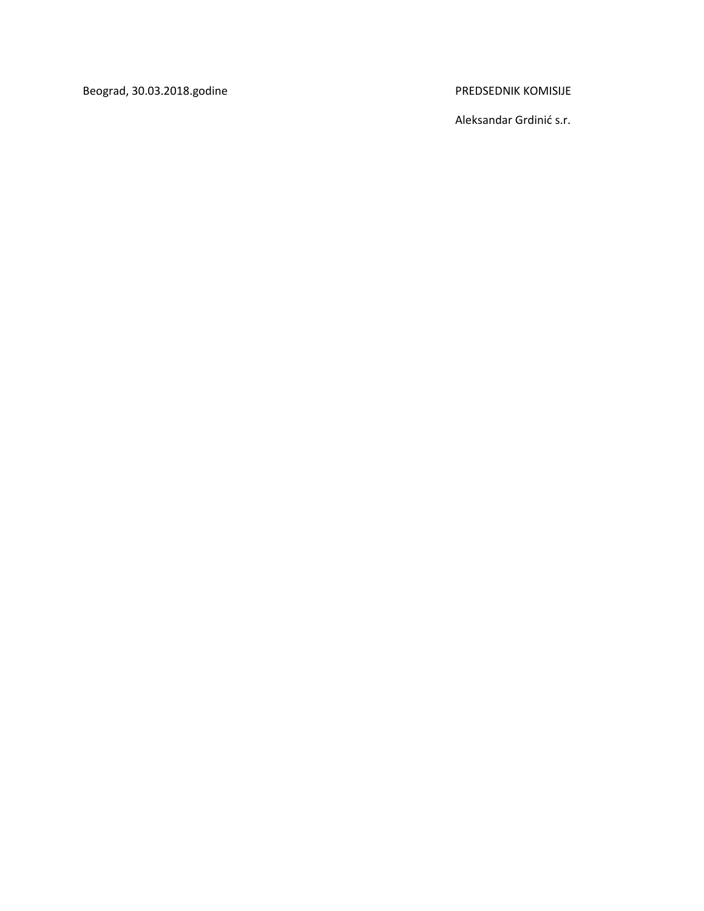Beograd, 30.03.2018.godine

PREDSEDNIK KOMISIJE

Aleksandar Grdinić s.r.